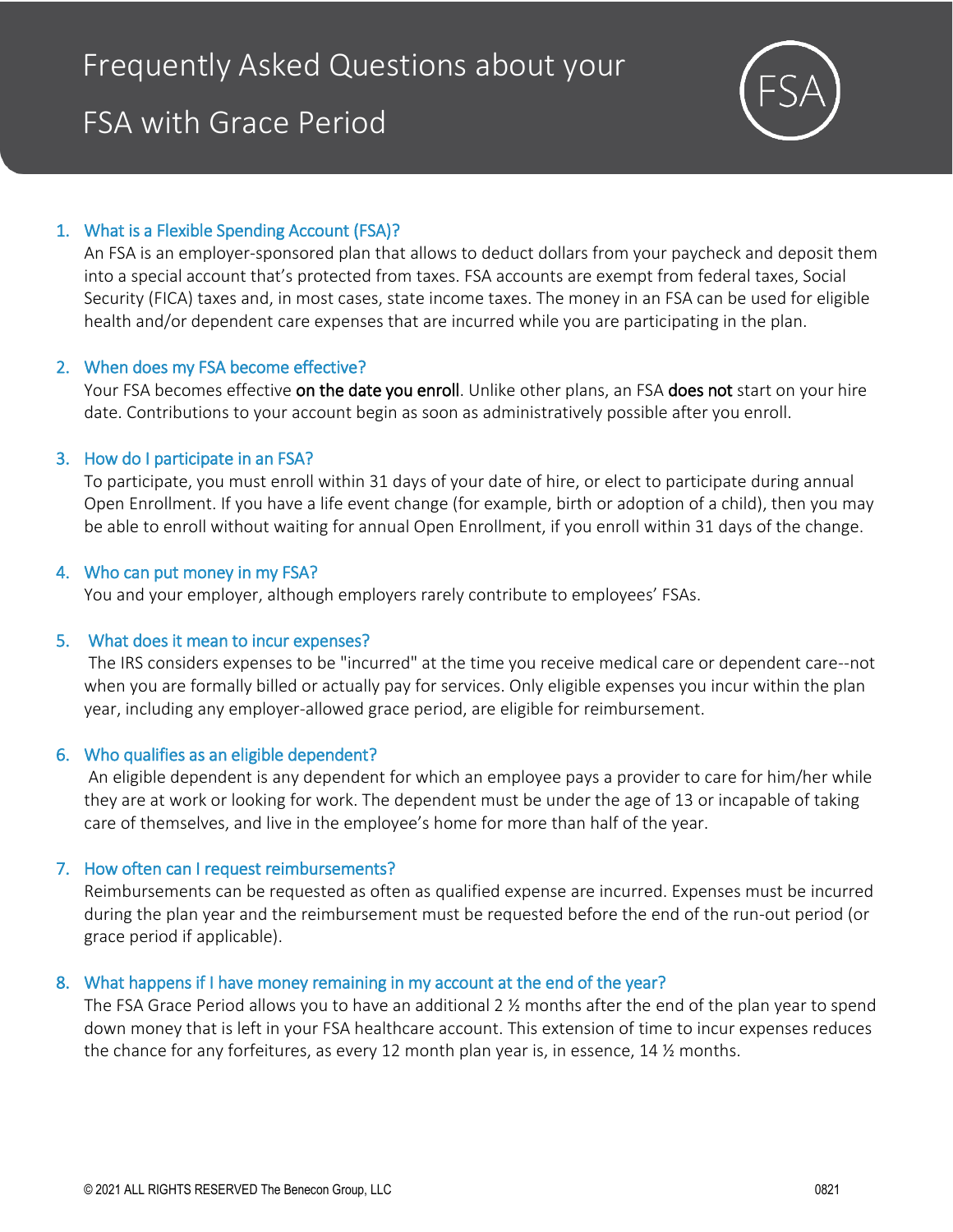# Frequently Asked Questions about your FSA with Grace Period

1. **What is a Flexible Spending Account (FSA)?**
   An FSA is an employer-sponsored plan that allows to deduct dollars from your paycheck and deposit them into a special account that's protected from taxes. FSA accounts are exempt from federal taxes, Social Security (FICA) taxes and, in most cases, state income taxes. The money in an FSA can be used for eligible health and/or dependent care expenses that are incurred while you are participating in the plan.

2. **When does my FSA become effective?**
   Your FSA becomes effective **on the date you enroll**. Unlike other plans, an FSA **does not** start on your hire date. Contributions to your account begin as soon as administratively possible after you enroll.

3. **How do I participate in an FSA?**
   To participate, you must enroll within 31 days of your date of hire, or elect to participate during annual Open Enrollment. If you have a life event change (for example, birth or adoption of a child), then you may be able to enroll without waiting for annual Open Enrollment, if you enroll within 31 days of the change.

4. **Who can put money in my FSA?**
   You and your employer, although employers rarely contribute to employees' FSAs.

5. **What does it mean to incur expenses?**
   The IRS considers expenses to be "incurred" at the time you receive medical care or dependent care--not when you are formally billed or actually pay for services. Only eligible expenses you incur within the plan year, including any employer-allowed grace period, are eligible for reimbursement.

6. **Who qualifies as an eligible dependent?**
   An eligible dependent is any dependent for which an employee pays a provider to care for him/her while they are at work or looking for work. The dependent must be under the age of 13 or incapable of taking care of themselves, and live in the employee's home for more than half of the year.

7. **How often can I request reimbursements?**
   Reimbursements can be requested as often as qualified expense are incurred. Expenses must be incurred during the plan year and the reimbursement must be requested before the end of the run-out period (or grace period if applicable).

8. **What happens if I have money remaining in my account at the end of the year?**
   The FSA Grace Period allows you to have an additional 2 ½ months after the end of the plan year to spend down money that is left in your FSA healthcare account. This extension of time to incur expenses reduces the chance for any forfeitures, as every 12 month plan year is, in essence, 14 ½ months.

© 2021 ALL RIGHTS RESERVED The Benecon Group, LLC 0821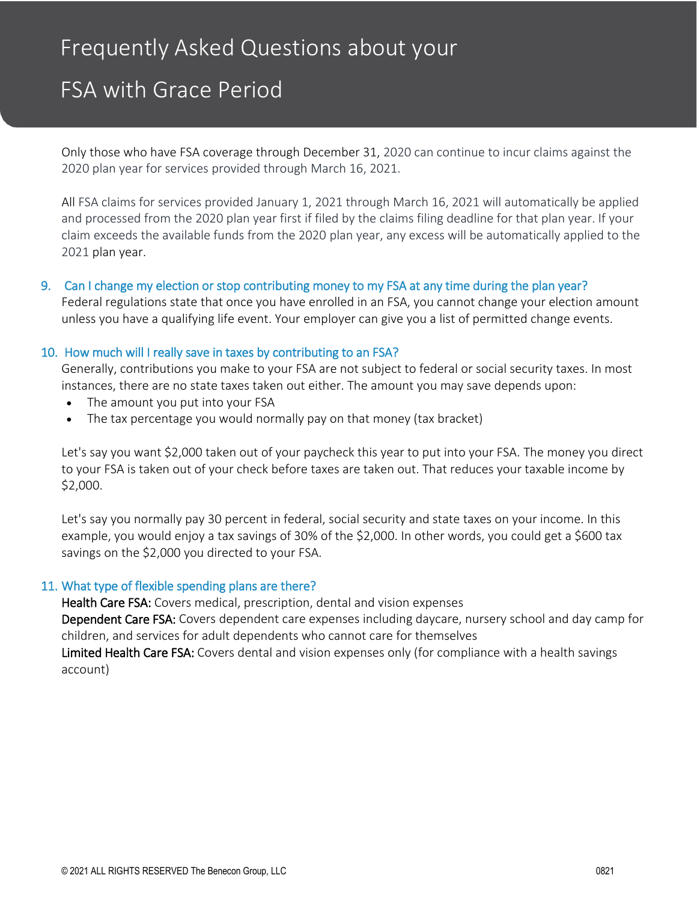Only those who have FSA coverage through December 31, 2020 can continue to incur claims against the 2020 plan year for services provided through March 16, 2021.

All FSA claims for services provided January 1, 2021 through March 16, 2021 will automatically be applied and processed from the 2020 plan year first if filed by the claims filing deadline for that plan year. If your claim exceeds the available funds from the 2020 plan year, any excess will be automatically applied to the 2021 plan year.

### 9. Can I change my election or stop contributing money to my FSA at any time during the plan year?

Federal regulations state that once you have enrolled in an FSA, you cannot change your election amount unless you have a qualifying life event. Your employer can give you a list of permitted change events.

### 10. How much will I really save in taxes by contributing to an FSA?

Generally, contributions you make to your FSA are not subject to federal or social security taxes. In most instances, there are no state taxes taken out either. The amount you may save depends upon:

- The amount you put into your FSA
- The tax percentage you would normally pay on that money (tax bracket)

Let's say you want $2,000 taken out of your paycheck this year to put into your FSA. The money you direct to your FSA is taken out of your check before taxes are taken out. That reduces your taxable income by $2,000.

Let's say you normally pay 30 percent in federal, social security and state taxes on your income. In this example, you would enjoy a tax savings of 30% of the $2,000. In other words, you could get a $600 tax savings on the $2,000 you directed to your FSA.

### 11. What type of flexible spending plans are there?

**Health Care FSA:** Covers medical, prescription, dental and vision expenses

**Dependent Care FSA:** Covers dependent care expenses including daycare, nursery school and day camp for children, and services for adult dependents who cannot care for themselves

**Limited Health Care FSA:** Covers dental and vision expenses only (for compliance with a health savings account)

© 2021 ALL RIGHTS RESERVED The Benecon Group, LLC 0821